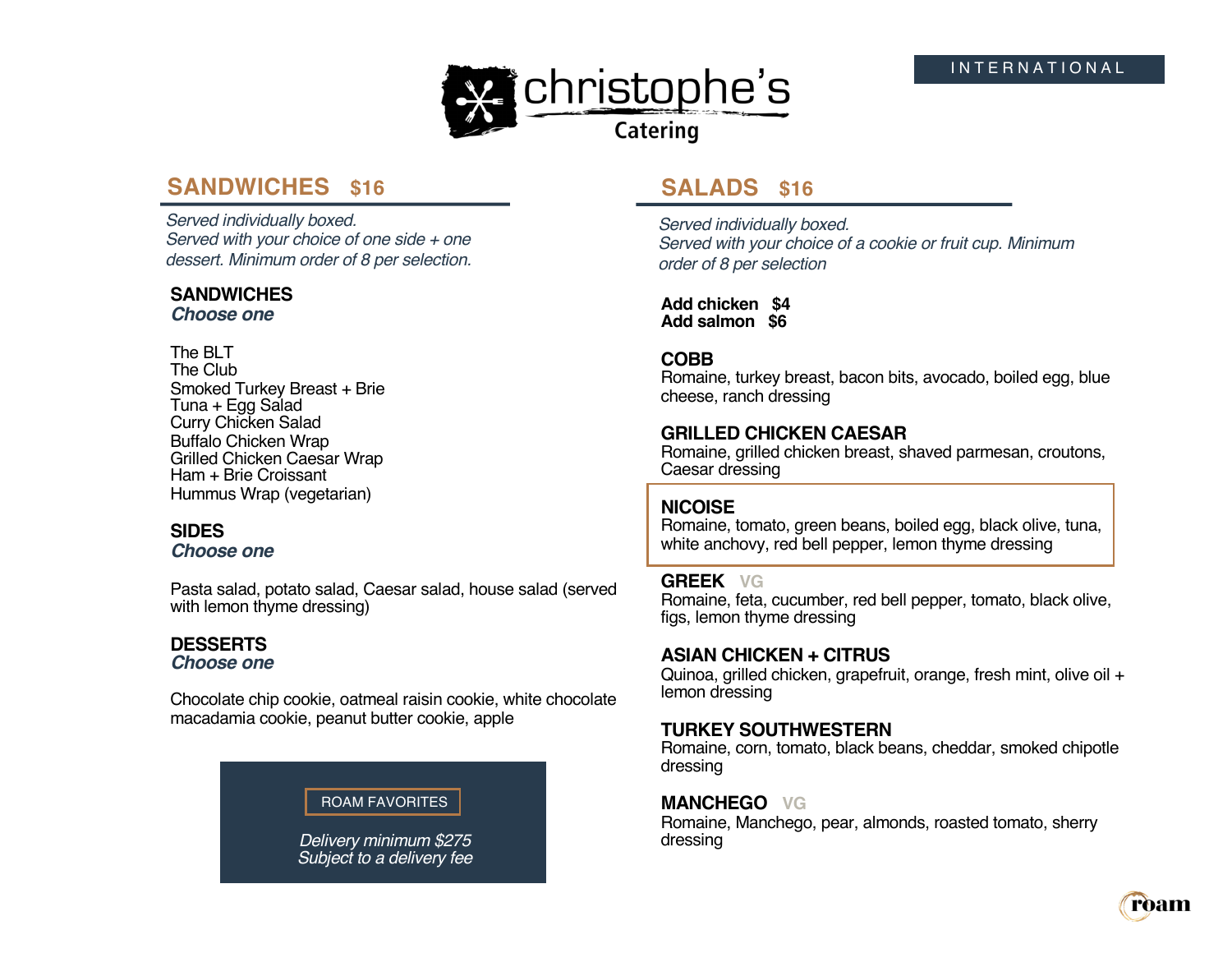# christophe's Catering

INTERNATIONAL

## SANDWICHES $16

*Served individually boxed.*
*Served with your choice of one side + one dessert. Minimum order of 8 per selection.*

### SANDWICHES
***Choose one***

The BLT
The Club
Smoked Turkey Breast + Brie
Tuna + Egg Salad
Curry Chicken Salad
Buffalo Chicken Wrap
Grilled Chicken Caesar Wrap
Ham + Brie Croissant
Hummus Wrap (vegetarian)

### SIDES
***Choose one***

Pasta salad, potato salad, Caesar salad, house salad (served with lemon thyme dressing)

### DESSERTS
***Choose one***

Chocolate chip cookie, oatmeal raisin cookie, white chocolate macadamia cookie, peanut butter cookie, apple

ROAM FAVORITES

*Delivery minimum $275*
*Subject to a delivery fee*

## SALADS $16

*Served individually boxed.*
*Served with your choice of a cookie or fruit cup. Minimum order of 8 per selection*

**Add chicken $4**
**Add salmon $6**

### COBB
Romaine, turkey breast, bacon bits, avocado, boiled egg, blue cheese, ranch dressing

### GRILLED CHICKEN CAESAR
Romaine, grilled chicken breast, shaved parmesan, croutons, Caesar dressing

### NICOISE
Romaine, tomato, green beans, boiled egg, black olive, tuna, white anchovy, red bell pepper, lemon thyme dressing

### GREEK VG
Romaine, feta, cucumber, red bell pepper, tomato, black olive, figs, lemon thyme dressing

### ASIAN CHICKEN + CITRUS
Quinoa, grilled chicken, grapefruit, orange, fresh mint, olive oil + lemon dressing

### TURKEY SOUTHWESTERN
Romaine, corn, tomato, black beans, cheddar, smoked chipotle dressing

### MANCHEGO VG
Romaine, Manchego, pear, almonds, roasted tomato, sherry dressing

roam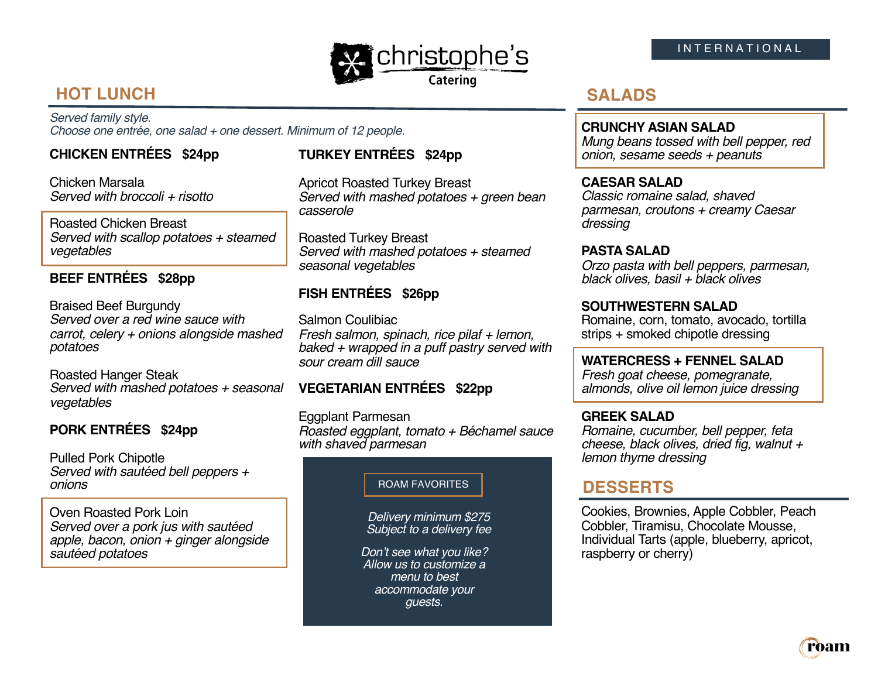christophe's Catering

INTERNATIONAL

## HOT LUNCH

*Served family style.*
*Choose one entrée, one salad + one dessert. Minimum of 12 people.*

### CHICKEN ENTRÉES $24pp

Chicken Marsala
*Served with broccoli + risotto*

Roasted Chicken Breast
*Served with scallop potatoes + steamed vegetables*

### BEEF ENTRÉES $28pp

Braised Beef Burgundy
*Served over a red wine sauce with carrot, celery + onions alongside mashed potatoes*

Roasted Hanger Steak
*Served with mashed potatoes + seasonal vegetables*

### PORK ENTRÉES $24pp

Pulled Pork Chipotle
*Served with sautéed bell peppers + onions*

Oven Roasted Pork Loin
*Served over a pork jus with sautéed apple, bacon, onion + ginger alongside sautéed potatoes*

### TURKEY ENTRÉES $24pp

Apricot Roasted Turkey Breast
*Served with mashed potatoes + green bean casserole*

Roasted Turkey Breast
*Served with mashed potatoes + steamed seasonal vegetables*

### FISH ENTRÉES $26pp

Salmon Coulibiac
*Fresh salmon, spinach, rice pilaf + lemon, baked + wrapped in a puff pastry served with sour cream dill sauce*

### VEGETARIAN ENTRÉES $22pp

Eggplant Parmesan
*Roasted eggplant, tomato + Béchamel sauce with shaved parmesan*

ROAM FAVORITES

*Delivery minimum $275*
*Subject to a delivery fee*

*Don't see what you like? Allow us to customize a menu to best accommodate your guests.*

## SALADS

**CRUNCHY ASIAN SALAD**
*Mung beans tossed with bell pepper, red onion, sesame seeds + peanuts*

**CAESAR SALAD**
*Classic romaine salad, shaved parmesan, croutons + creamy Caesar dressing*

**PASTA SALAD**
*Orzo pasta with bell peppers, parmesan, black olives, basil + black olives*

**SOUTHWESTERN SALAD**
Romaine, corn, tomato, avocado, tortilla strips + smoked chipotle dressing

**WATERCRESS + FENNEL SALAD**
*Fresh goat cheese, pomegranate, almonds, olive oil lemon juice dressing*

**GREEK SALAD**
*Romaine, cucumber, bell pepper, feta cheese, black olives, dried fig, walnut + lemon thyme dressing*

## DESSERTS

Cookies, Brownies, Apple Cobbler, Peach Cobbler, Tiramisu, Chocolate Mousse, Individual Tarts (apple, blueberry, apricot, raspberry or cherry)

roam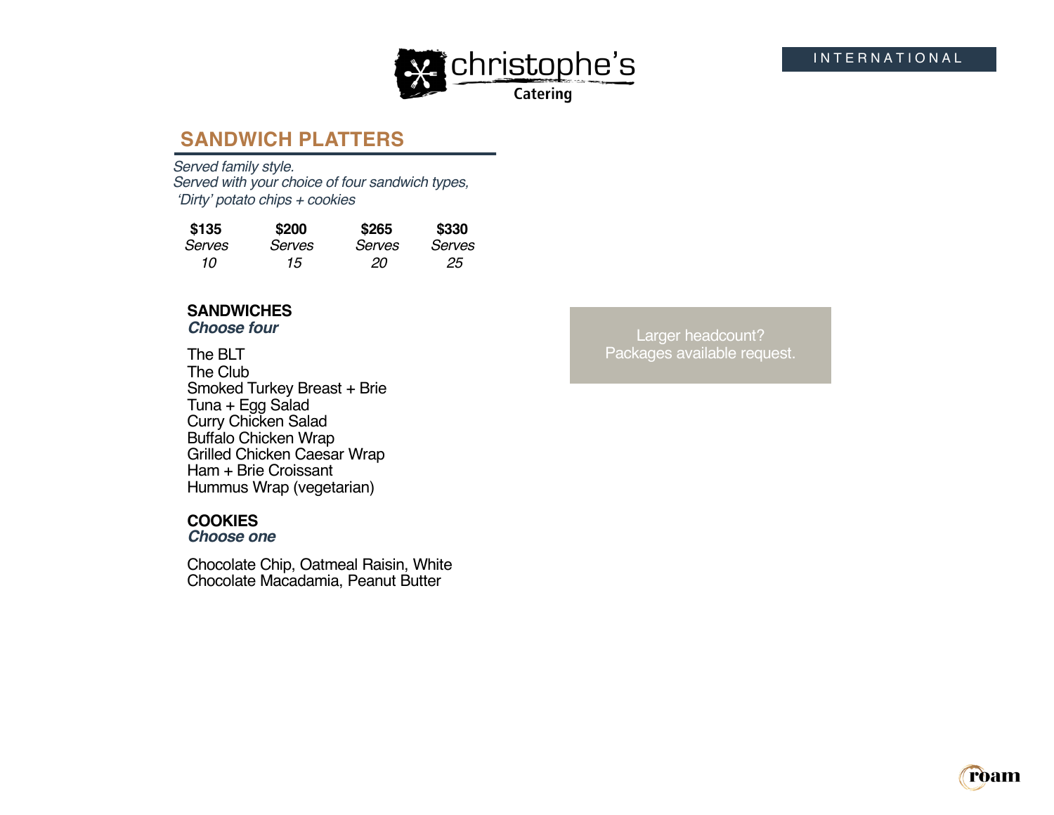christophe's
Catering

INTERNATIONAL

## SANDWICH PLATTERS

*Served family style.*
*Served with your choice of four sandwich types, 'Dirty' potato chips + cookies*

| **$135** | **$200** | **$265** | **$330** |
|---|---|---|---|
| *Serves 10* | *Serves 15* | *Serves 20* | *Serves 25* |

### SANDWICHES
***Choose four***

The BLT
The Club
Smoked Turkey Breast + Brie
Tuna + Egg Salad
Curry Chicken Salad
Buffalo Chicken Wrap
Grilled Chicken Caesar Wrap
Ham + Brie Croissant
Hummus Wrap (vegetarian)

### COOKIES
***Choose one***

Chocolate Chip, Oatmeal Raisin, White Chocolate Macadamia, Peanut Butter

Larger headcount?
Packages available request.

roam